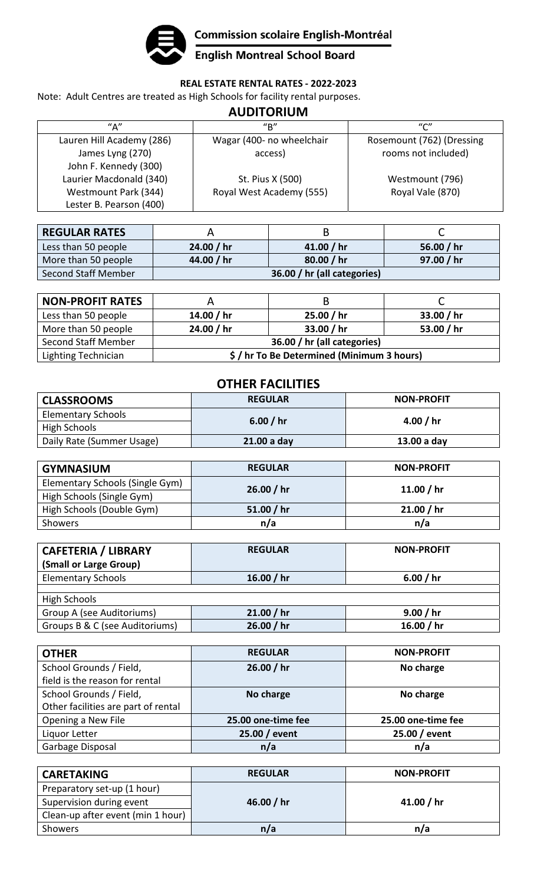Commission scolaire English-Montréal

English Montreal School Board

**REAL ESTATE RENTAL RATES - 2022-2023**

Note: Adult Centres are treated as High Schools for facility rental purposes.

## AUDITORIUM

| "A" | "B" | "C" |
|---|---|---|
| Lauren Hill Academy (286)<br>James Lyng (270)<br>John F. Kennedy (300)<br>Laurier Macdonald (340)<br>Westmount Park (344)<br>Lester B. Pearson (400) | Wagar (400- no wheelchair access)<br><br>St. Pius X (500)<br>Royal West Academy (555) | Rosemount (762) (Dressing rooms not included)<br><br>Westmount (796)<br>Royal Vale (870) |

| **REGULAR RATES** | A | B | C |
|---|---|---|---|
| Less than 50 people | **24.00 / hr** | **41.00 / hr** | **56.00 / hr** |
| More than 50 people | **44.00 / hr** | **80.00 / hr** | **97.00 / hr** |
| Second Staff Member | **36.00 / hr (all categories)** | | |

| **NON-PROFIT RATES** | A | B | C |
|---|---|---|---|
| Less than 50 people | **14.00 / hr** | **25.00 / hr** | **33.00 / hr** |
| More than 50 people | **24.00 / hr** | **33.00 / hr** | **53.00 / hr** |
| Second Staff Member | **36.00 / hr (all categories)** | | |
| Lighting Technician | **$ / hr To Be Determined (Minimum 3 hours)** | | |

## OTHER FACILITIES

| **CLASSROOMS** | **REGULAR** | **NON-PROFIT** |
|---|---|---|
| Elementary Schools<br>High Schools | **6.00 / hr** | **4.00 / hr** |
| Daily Rate (Summer Usage) | **21.00 a day** | **13.00 a day** |

| **GYMNASIUM** | **REGULAR** | **NON-PROFIT** |
|---|---|---|
| Elementary Schools (Single Gym)<br>High Schools (Single Gym) | **26.00 / hr** | **11.00 / hr** |
| High Schools (Double Gym) | **51.00 / hr** | **21.00 / hr** |
| Showers | **n/a** | **n/a** |

| **CAFETERIA / LIBRARY (Small or Large Group)** | **REGULAR** | **NON-PROFIT** |
|---|---|---|
| Elementary Schools | **16.00 / hr** | **6.00 / hr** |
| High Schools | | |
| Group A (see Auditoriums) | **21.00 / hr** | **9.00 / hr** |
| Groups B & C (see Auditoriums) | **26.00 / hr** | **16.00 / hr** |

| **OTHER** | **REGULAR** | **NON-PROFIT** |
|---|---|---|
| School Grounds / Field, field is the reason for rental | **26.00 / hr** | **No charge** |
| School Grounds / Field, Other facilities are part of rental | **No charge** | **No charge** |
| Opening a New File | **25.00 one-time fee** | **25.00 one-time fee** |
| Liquor Letter | **25.00 / event** | **25.00 / event** |
| Garbage Disposal | **n/a** | **n/a** |

| **CARETAKING** | **REGULAR** | **NON-PROFIT** |
|---|---|---|
| Preparatory set-up (1 hour)<br>Supervision during event<br>Clean-up after event (min 1 hour) | **46.00 / hr** | **41.00 / hr** |
| Showers | **n/a** | **n/a** |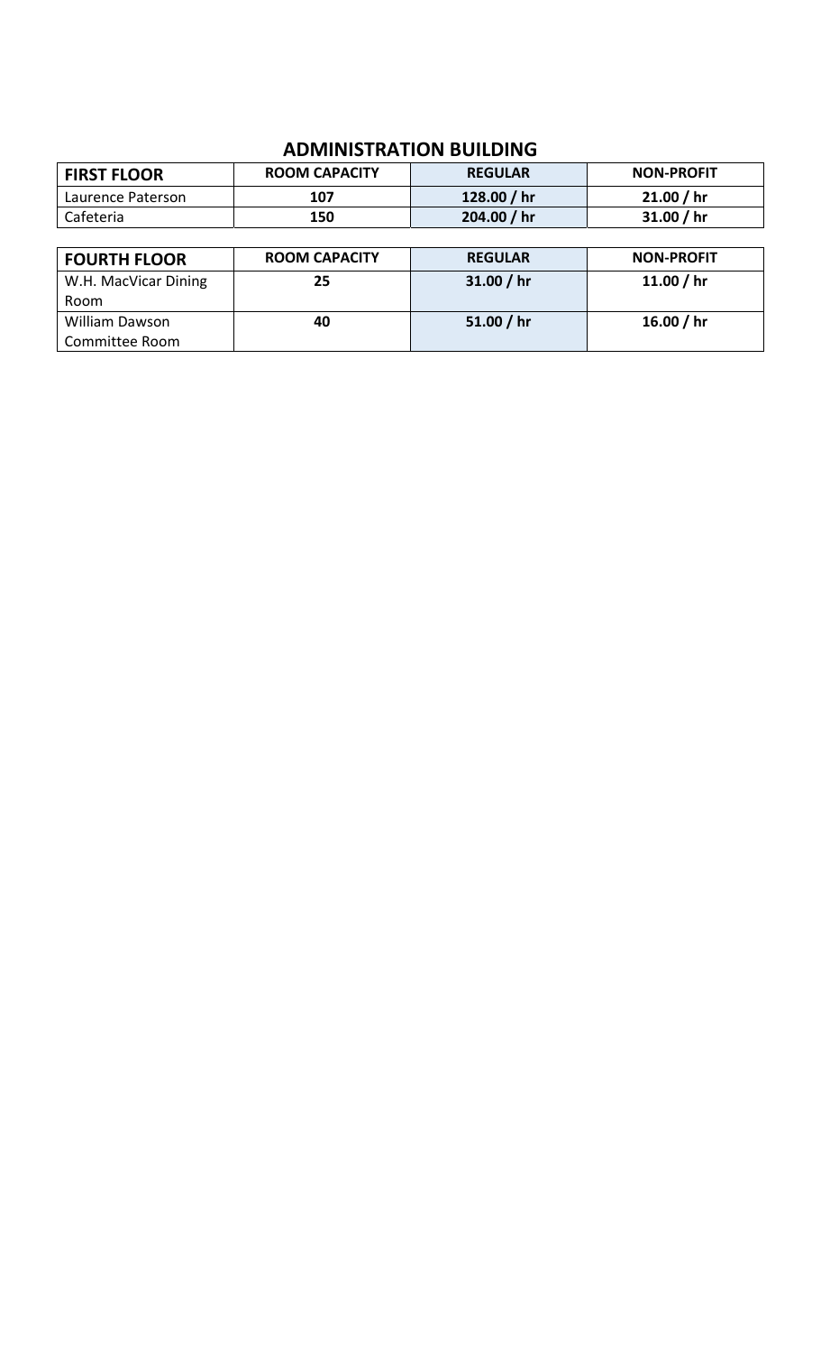## ADMINISTRATION BUILDING

| FIRST FLOOR | ROOM CAPACITY | REGULAR | NON-PROFIT |
| --- | --- | --- | --- |
| Laurence Paterson | **107** | **128.00 / hr** | **21.00 / hr** |
| Cafeteria | **150** | **204.00 / hr** | **31.00 / hr** |

| FOURTH FLOOR | ROOM CAPACITY | REGULAR | NON-PROFIT |
| --- | --- | --- | --- |
| W.H. MacVicar Dining Room | **25** | **31.00 / hr** | **11.00 / hr** |
| William Dawson Committee Room | **40** | **51.00 / hr** | **16.00 / hr** |